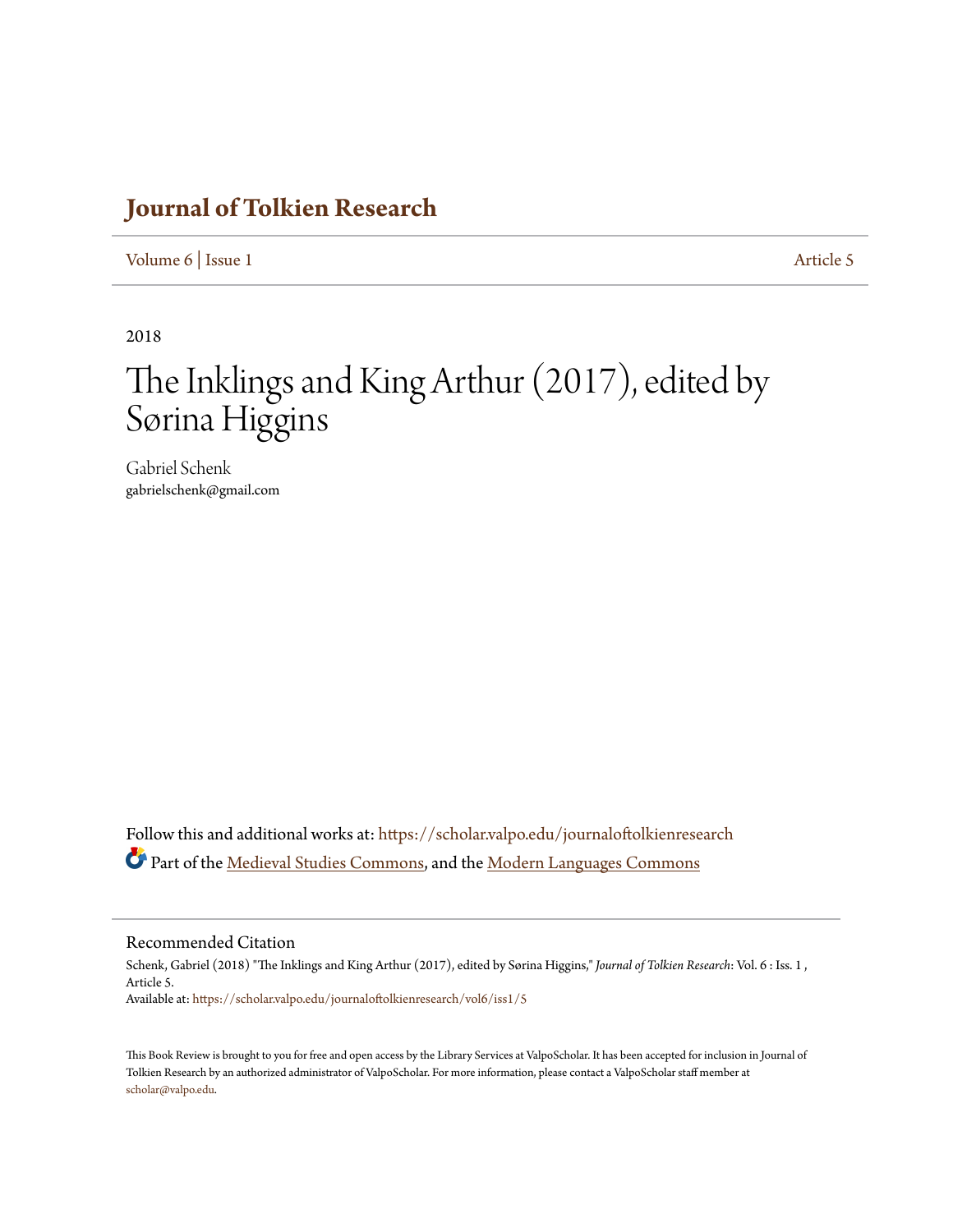# Journal of Tolkien Research

Volume 6 | Issue 1 Article 5

2018

# The Inklings and King Arthur (2017), edited by Sørina Higgins

Gabriel Schenk
gabrielschenk@gmail.com

Follow this and additional works at: https://scholar.valpo.edu/journaloftolkienresearch

Part of the Medieval Studies Commons, and the Modern Languages Commons

## Recommended Citation

Schenk, Gabriel (2018) "The Inklings and King Arthur (2017), edited by Sørina Higgins," *Journal of Tolkien Research*: Vol. 6 : Iss. 1 , Article 5.
Available at: https://scholar.valpo.edu/journaloftolkienresearch/vol6/iss1/5

This Book Review is brought to you for free and open access by the Library Services at ValpoScholar. It has been accepted for inclusion in Journal of Tolkien Research by an authorized administrator of ValpoScholar. For more information, please contact a ValpoScholar staff member at scholar@valpo.edu.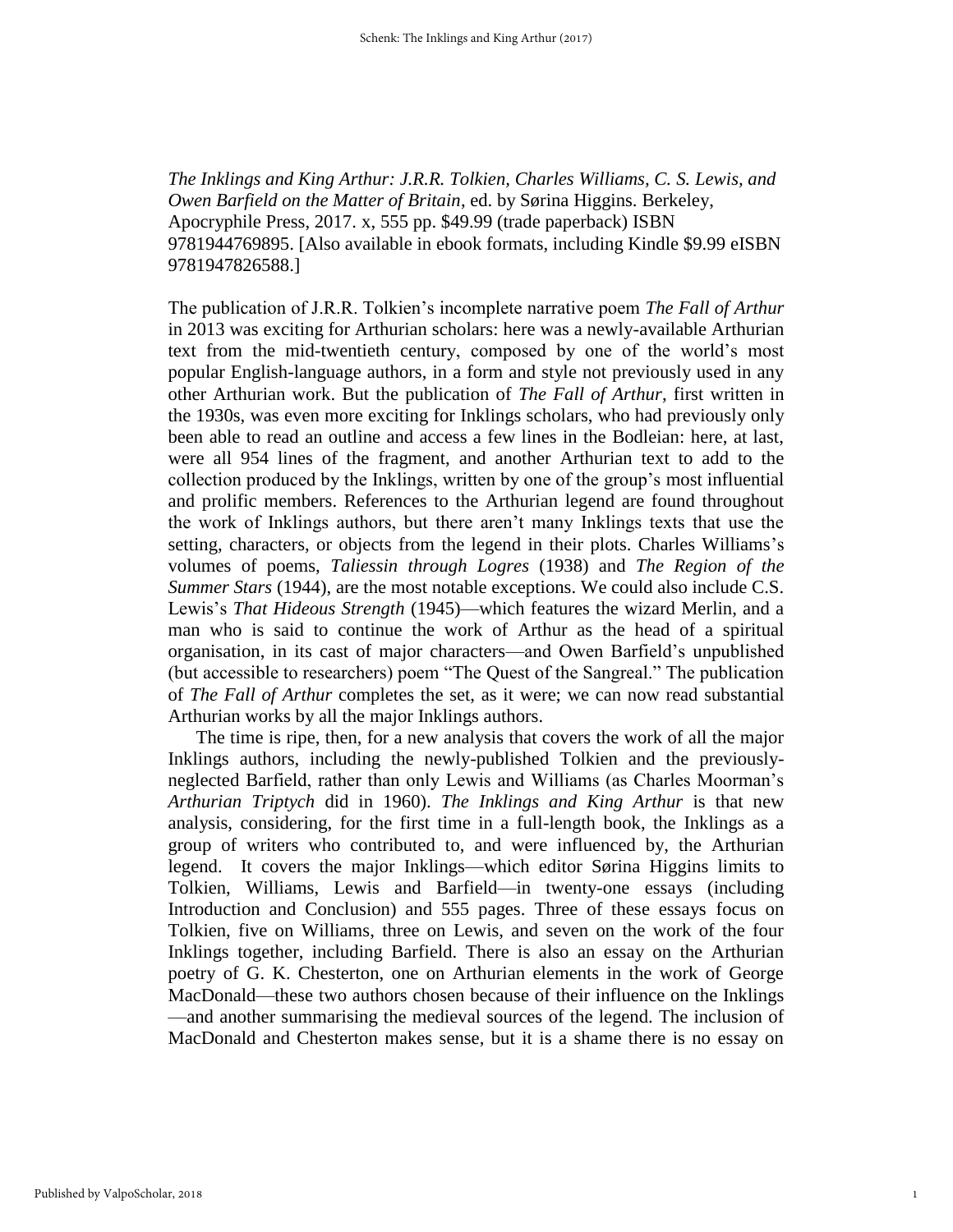*The Inklings and King Arthur: J.R.R. Tolkien, Charles Williams, C. S. Lewis, and Owen Barfield on the Matter of Britain*, ed. by Sørina Higgins. Berkeley, Apocryphile Press, 2017. x, 555 pp. $49.99 (trade paperback) ISBN 9781944769895. [Also available in ebook formats, including Kindle $9.99 eISBN 9781947826588.]

The publication of J.R.R. Tolkien's incomplete narrative poem *The Fall of Arthur* in 2013 was exciting for Arthurian scholars: here was a newly-available Arthurian text from the mid-twentieth century, composed by one of the world's most popular English-language authors, in a form and style not previously used in any other Arthurian work. But the publication of *The Fall of Arthur*, first written in the 1930s, was even more exciting for Inklings scholars, who had previously only been able to read an outline and access a few lines in the Bodleian: here, at last, were all 954 lines of the fragment, and another Arthurian text to add to the collection produced by the Inklings, written by one of the group's most influential and prolific members. References to the Arthurian legend are found throughout the work of Inklings authors, but there aren't many Inklings texts that use the setting, characters, or objects from the legend in their plots. Charles Williams's volumes of poems, *Taliessin through Logres* (1938) and *The Region of the Summer Stars* (1944), are the most notable exceptions. We could also include C.S. Lewis's *That Hideous Strength* (1945)—which features the wizard Merlin, and a man who is said to continue the work of Arthur as the head of a spiritual organisation, in its cast of major characters—and Owen Barfield's unpublished (but accessible to researchers) poem "The Quest of the Sangreal." The publication of *The Fall of Arthur* completes the set, as it were; we can now read substantial Arthurian works by all the major Inklings authors.

The time is ripe, then, for a new analysis that covers the work of all the major Inklings authors, including the newly-published Tolkien and the previously-neglected Barfield, rather than only Lewis and Williams (as Charles Moorman's *Arthurian Triptych* did in 1960). *The Inklings and King Arthur* is that new analysis, considering, for the first time in a full-length book, the Inklings as a group of writers who contributed to, and were influenced by, the Arthurian legend. It covers the major Inklings—which editor Sørina Higgins limits to Tolkien, Williams, Lewis and Barfield—in twenty-one essays (including Introduction and Conclusion) and 555 pages. Three of these essays focus on Tolkien, five on Williams, three on Lewis, and seven on the work of the four Inklings together, including Barfield. There is also an essay on the Arthurian poetry of G. K. Chesterton, one on Arthurian elements in the work of George MacDonald—these two authors chosen because of their influence on the Inklings—and another summarising the medieval sources of the legend. The inclusion of MacDonald and Chesterton makes sense, but it is a shame there is no essay on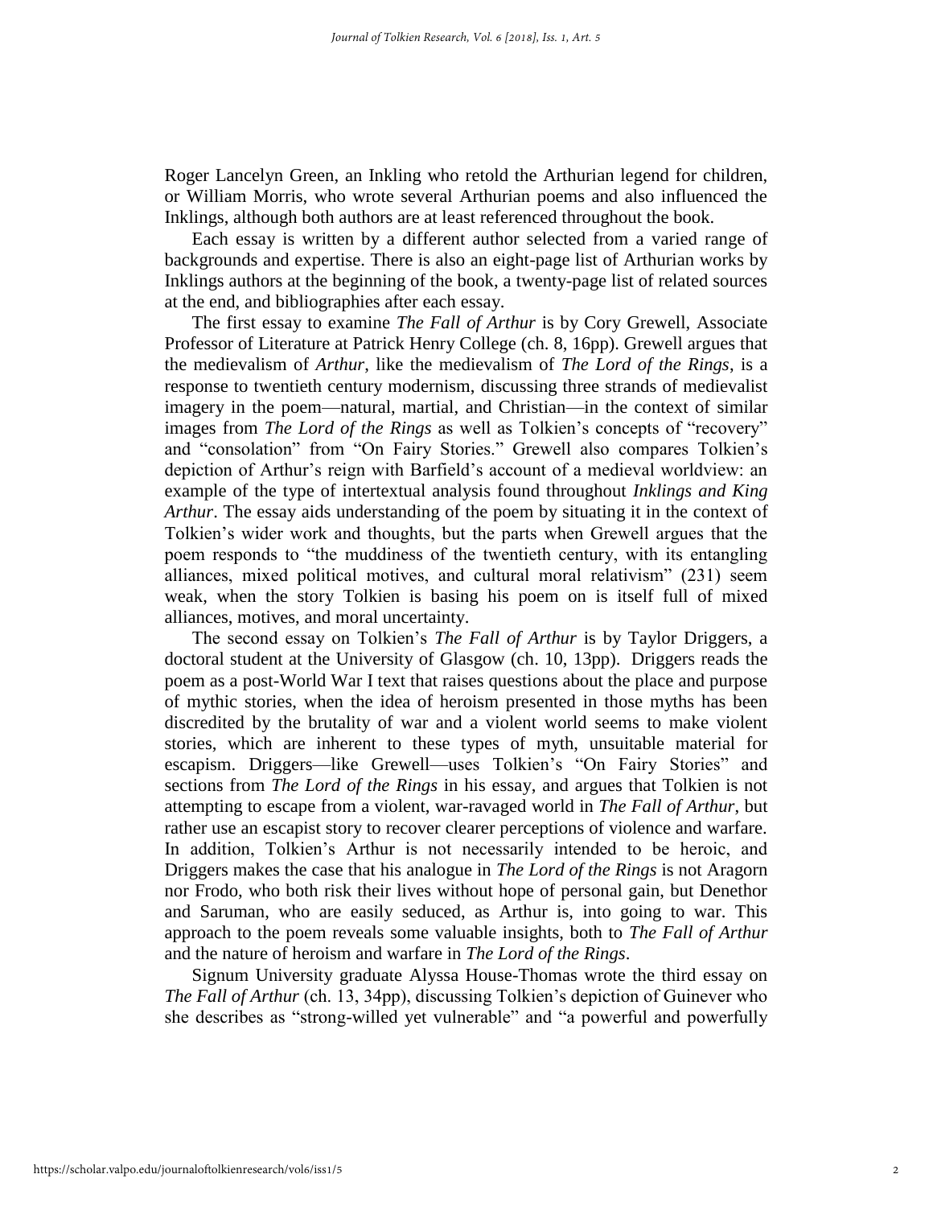Roger Lancelyn Green, an Inkling who retold the Arthurian legend for children, or William Morris, who wrote several Arthurian poems and also influenced the Inklings, although both authors are at least referenced throughout the book.

Each essay is written by a different author selected from a varied range of backgrounds and expertise. There is also an eight-page list of Arthurian works by Inklings authors at the beginning of the book, a twenty-page list of related sources at the end, and bibliographies after each essay.

The first essay to examine *The Fall of Arthur* is by Cory Grewell, Associate Professor of Literature at Patrick Henry College (ch. 8, 16pp). Grewell argues that the medievalism of *Arthur*, like the medievalism of *The Lord of the Rings*, is a response to twentieth century modernism, discussing three strands of medievalist imagery in the poem—natural, martial, and Christian—in the context of similar images from *The Lord of the Rings* as well as Tolkien's concepts of "recovery" and "consolation" from "On Fairy Stories." Grewell also compares Tolkien's depiction of Arthur's reign with Barfield's account of a medieval worldview: an example of the type of intertextual analysis found throughout *Inklings and King Arthur*. The essay aids understanding of the poem by situating it in the context of Tolkien's wider work and thoughts, but the parts when Grewell argues that the poem responds to "the muddiness of the twentieth century, with its entangling alliances, mixed political motives, and cultural moral relativism" (231) seem weak, when the story Tolkien is basing his poem on is itself full of mixed alliances, motives, and moral uncertainty.

The second essay on Tolkien's *The Fall of Arthur* is by Taylor Driggers, a doctoral student at the University of Glasgow (ch. 10, 13pp). Driggers reads the poem as a post-World War I text that raises questions about the place and purpose of mythic stories, when the idea of heroism presented in those myths has been discredited by the brutality of war and a violent world seems to make violent stories, which are inherent to these types of myth, unsuitable material for escapism. Driggers—like Grewell—uses Tolkien's "On Fairy Stories" and sections from *The Lord of the Rings* in his essay, and argues that Tolkien is not attempting to escape from a violent, war-ravaged world in *The Fall of Arthur*, but rather use an escapist story to recover clearer perceptions of violence and warfare. In addition, Tolkien's Arthur is not necessarily intended to be heroic, and Driggers makes the case that his analogue in *The Lord of the Rings* is not Aragorn nor Frodo, who both risk their lives without hope of personal gain, but Denethor and Saruman, who are easily seduced, as Arthur is, into going to war. This approach to the poem reveals some valuable insights, both to *The Fall of Arthur* and the nature of heroism and warfare in *The Lord of the Rings*.

Signum University graduate Alyssa House-Thomas wrote the third essay on *The Fall of Arthur* (ch. 13, 34pp), discussing Tolkien's depiction of Guinever who she describes as "strong-willed yet vulnerable" and "a powerful and powerfully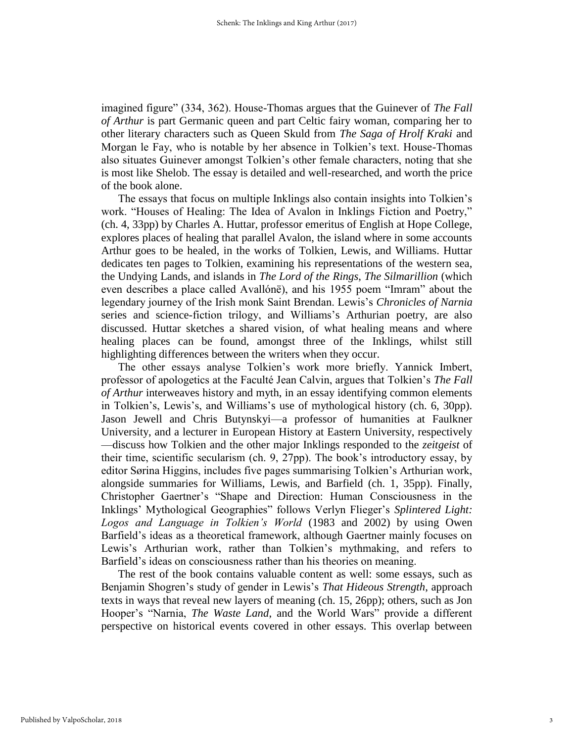imagined figure" (334, 362). House-Thomas argues that the Guinever of *The Fall of Arthur* is part Germanic queen and part Celtic fairy woman, comparing her to other literary characters such as Queen Skuld from *The Saga of Hrolf Kraki* and Morgan le Fay, who is notable by her absence in Tolkien's text. House-Thomas also situates Guinever amongst Tolkien's other female characters, noting that she is most like Shelob. The essay is detailed and well-researched, and worth the price of the book alone.

The essays that focus on multiple Inklings also contain insights into Tolkien's work. "Houses of Healing: The Idea of Avalon in Inklings Fiction and Poetry," (ch. 4, 33pp) by Charles A. Huttar, professor emeritus of English at Hope College, explores places of healing that parallel Avalon, the island where in some accounts Arthur goes to be healed, in the works of Tolkien, Lewis, and Williams. Huttar dedicates ten pages to Tolkien, examining his representations of the western sea, the Undying Lands, and islands in *The Lord of the Rings*, *The Silmarillion* (which even describes a place called Avallónë), and his 1955 poem "Imram" about the legendary journey of the Irish monk Saint Brendan. Lewis's *Chronicles of Narnia* series and science-fiction trilogy, and Williams's Arthurian poetry, are also discussed. Huttar sketches a shared vision, of what healing means and where healing places can be found, amongst three of the Inklings, whilst still highlighting differences between the writers when they occur.

The other essays analyse Tolkien's work more briefly. Yannick Imbert, professor of apologetics at the Faculté Jean Calvin, argues that Tolkien's *The Fall of Arthur* interweaves history and myth, in an essay identifying common elements in Tolkien's, Lewis's, and Williams's use of mythological history (ch. 6, 30pp). Jason Jewell and Chris Butynskyi—a professor of humanities at Faulkner University, and a lecturer in European History at Eastern University, respectively—discuss how Tolkien and the other major Inklings responded to the *zeitgeist* of their time, scientific secularism (ch. 9, 27pp). The book's introductory essay, by editor Sørina Higgins, includes five pages summarising Tolkien's Arthurian work, alongside summaries for Williams, Lewis, and Barfield (ch. 1, 35pp). Finally, Christopher Gaertner's "Shape and Direction: Human Consciousness in the Inklings' Mythological Geographies" follows Verlyn Flieger's *Splintered Light: Logos and Language in Tolkien's World* (1983 and 2002) by using Owen Barfield's ideas as a theoretical framework, although Gaertner mainly focuses on Lewis's Arthurian work, rather than Tolkien's mythmaking, and refers to Barfield's ideas on consciousness rather than his theories on meaning.

The rest of the book contains valuable content as well: some essays, such as Benjamin Shogren's study of gender in Lewis's *That Hideous Strength*, approach texts in ways that reveal new layers of meaning (ch. 15, 26pp); others, such as Jon Hooper's "Narnia, *The Waste Land*, and the World Wars" provide a different perspective on historical events covered in other essays. This overlap between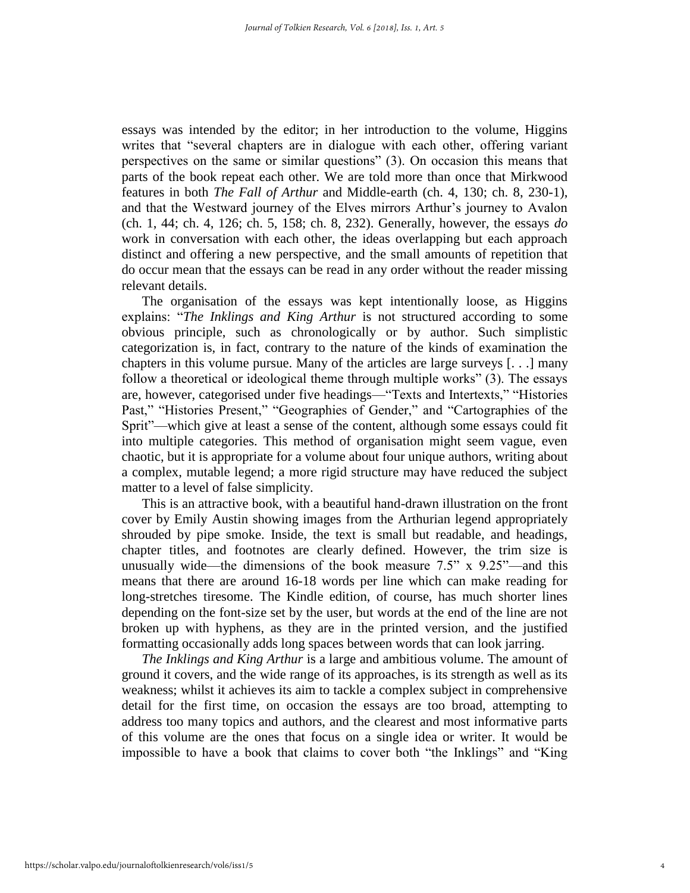essays was intended by the editor; in her introduction to the volume, Higgins writes that "several chapters are in dialogue with each other, offering variant perspectives on the same or similar questions" (3). On occasion this means that parts of the book repeat each other. We are told more than once that Mirkwood features in both *The Fall of Arthur* and Middle-earth (ch. 4, 130; ch. 8, 230-1), and that the Westward journey of the Elves mirrors Arthur's journey to Avalon (ch. 1, 44; ch. 4, 126; ch. 5, 158; ch. 8, 232). Generally, however, the essays *do* work in conversation with each other, the ideas overlapping but each approach distinct and offering a new perspective, and the small amounts of repetition that do occur mean that the essays can be read in any order without the reader missing relevant details.

The organisation of the essays was kept intentionally loose, as Higgins explains: "*The Inklings and King Arthur* is not structured according to some obvious principle, such as chronologically or by author. Such simplistic categorization is, in fact, contrary to the nature of the kinds of examination the chapters in this volume pursue. Many of the articles are large surveys [. . .] many follow a theoretical or ideological theme through multiple works" (3). The essays are, however, categorised under five headings—"Texts and Intertexts," "Histories Past," "Histories Present," "Geographies of Gender," and "Cartographies of the Sprit"—which give at least a sense of the content, although some essays could fit into multiple categories. This method of organisation might seem vague, even chaotic, but it is appropriate for a volume about four unique authors, writing about a complex, mutable legend; a more rigid structure may have reduced the subject matter to a level of false simplicity.

This is an attractive book, with a beautiful hand-drawn illustration on the front cover by Emily Austin showing images from the Arthurian legend appropriately shrouded by pipe smoke. Inside, the text is small but readable, and headings, chapter titles, and footnotes are clearly defined. However, the trim size is unusually wide—the dimensions of the book measure 7.5" x 9.25"—and this means that there are around 16-18 words per line which can make reading for long-stretches tiresome. The Kindle edition, of course, has much shorter lines depending on the font-size set by the user, but words at the end of the line are not broken up with hyphens, as they are in the printed version, and the justified formatting occasionally adds long spaces between words that can look jarring.

*The Inklings and King Arthur* is a large and ambitious volume. The amount of ground it covers, and the wide range of its approaches, is its strength as well as its weakness; whilst it achieves its aim to tackle a complex subject in comprehensive detail for the first time, on occasion the essays are too broad, attempting to address too many topics and authors, and the clearest and most informative parts of this volume are the ones that focus on a single idea or writer. It would be impossible to have a book that claims to cover both "the Inklings" and "King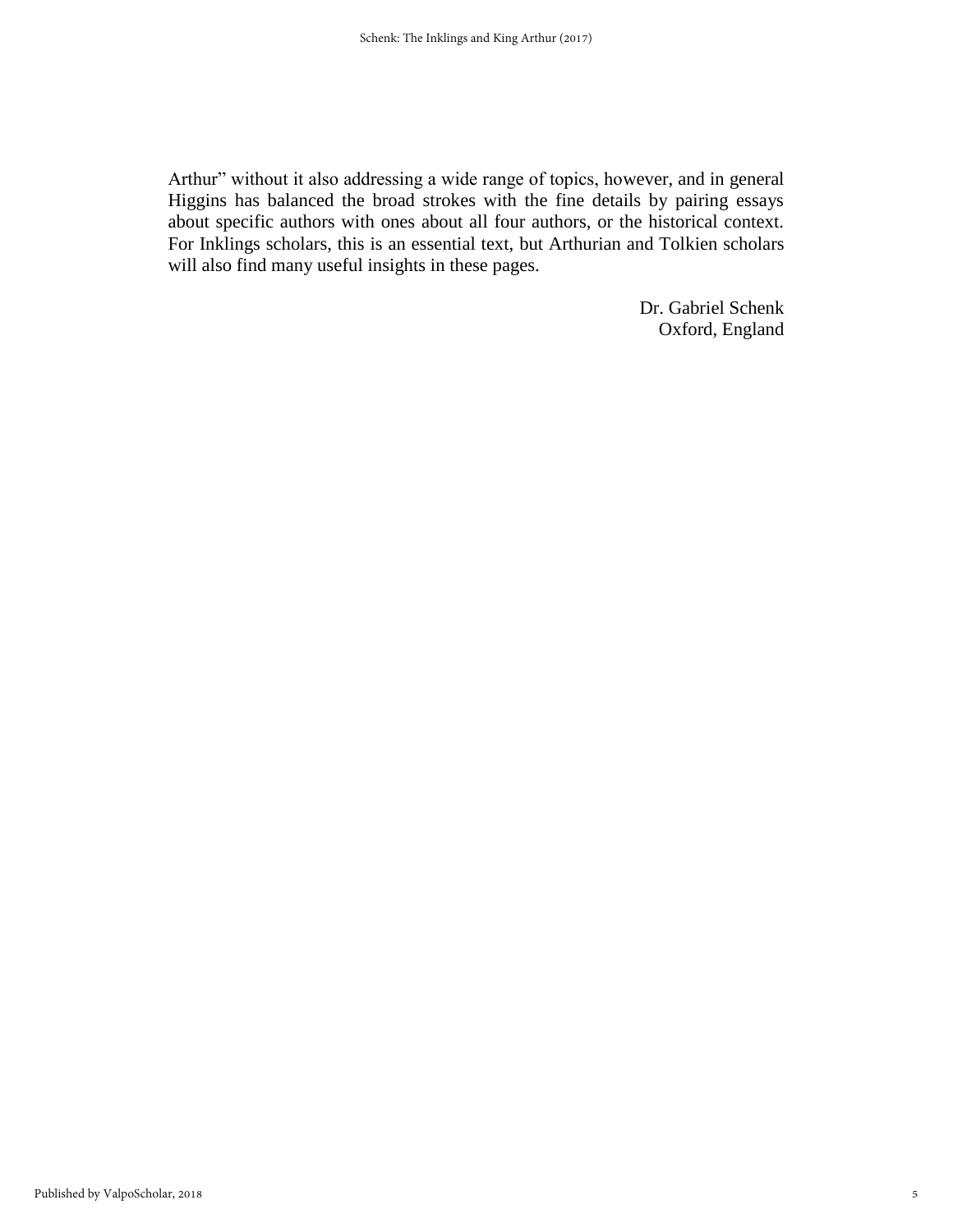Arthur" without it also addressing a wide range of topics, however, and in general Higgins has balanced the broad strokes with the fine details by pairing essays about specific authors with ones about all four authors, or the historical context. For Inklings scholars, this is an essential text, but Arthurian and Tolkien scholars will also find many useful insights in these pages.

Dr. Gabriel Schenk  
Oxford, England